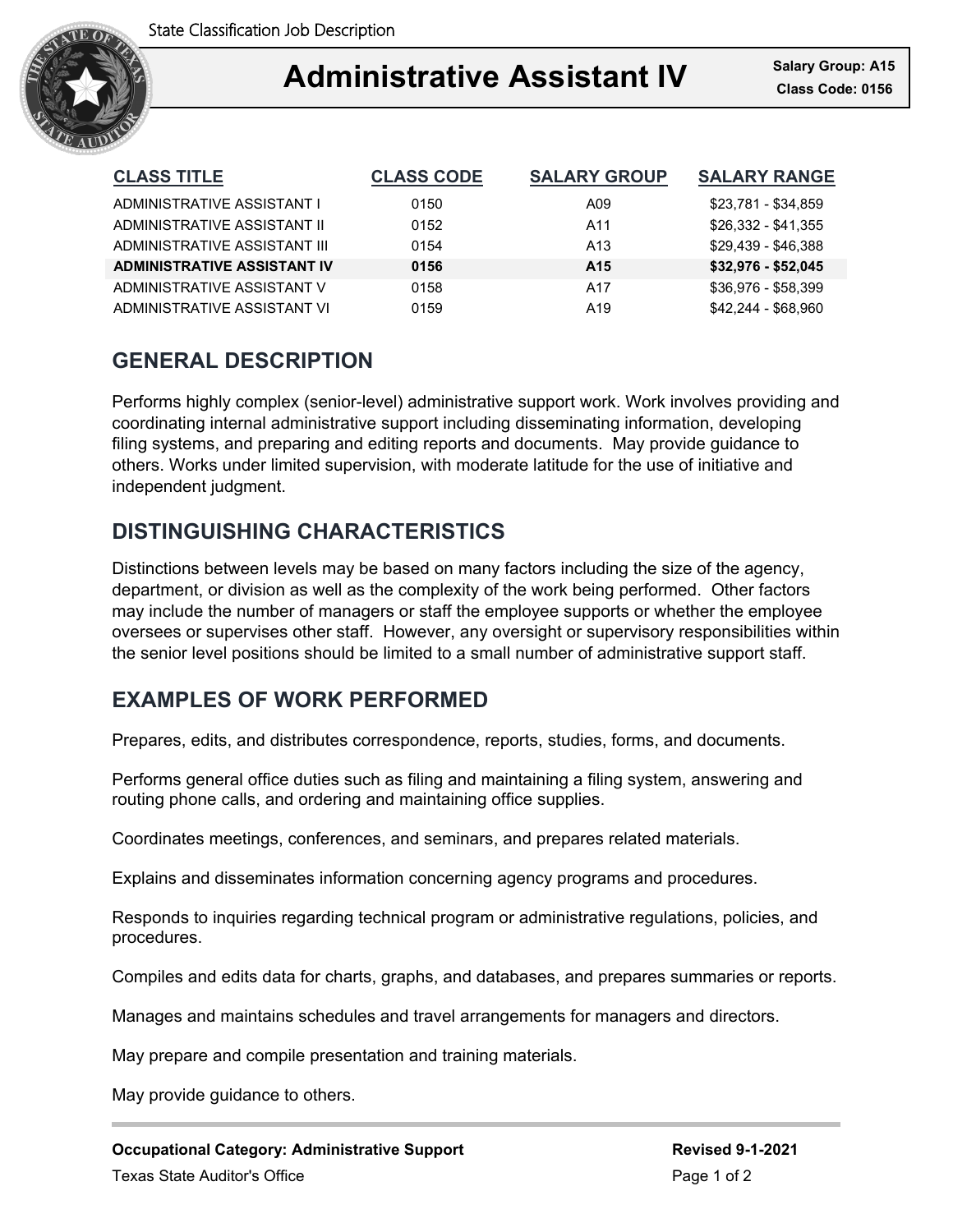State Classification Job Description

# Administrative Assistant IV

**Salary Group: A15**
**Class Code: 0156**

| CLASS TITLE | CLASS CODE | SALARY GROUP | SALARY RANGE |
|---|---|---|---|
| ADMINISTRATIVE ASSISTANT I | 0150 | A09 | $23,781 - $34,859 |
| ADMINISTRATIVE ASSISTANT II | 0152 | A11 | $26,332 - $41,355 |
| ADMINISTRATIVE ASSISTANT III | 0154 | A13 | $29,439 - $46,388 |
| **ADMINISTRATIVE ASSISTANT IV** | **0156** | **A15** | **$32,976 - $52,045** |
| ADMINISTRATIVE ASSISTANT V | 0158 | A17 | $36,976 - $58,399 |
| ADMINISTRATIVE ASSISTANT VI | 0159 | A19 | $42,244 - $68,960 |

## GENERAL DESCRIPTION

Performs highly complex (senior-level) administrative support work. Work involves providing and coordinating internal administrative support including disseminating information, developing filing systems, and preparing and editing reports and documents. May provide guidance to others. Works under limited supervision, with moderate latitude for the use of initiative and independent judgment.

## DISTINGUISHING CHARACTERISTICS

Distinctions between levels may be based on many factors including the size of the agency, department, or division as well as the complexity of the work being performed. Other factors may include the number of managers or staff the employee supports or whether the employee oversees or supervises other staff. However, any oversight or supervisory responsibilities within the senior level positions should be limited to a small number of administrative support staff.

## EXAMPLES OF WORK PERFORMED

Prepares, edits, and distributes correspondence, reports, studies, forms, and documents.

Performs general office duties such as filing and maintaining a filing system, answering and routing phone calls, and ordering and maintaining office supplies.

Coordinates meetings, conferences, and seminars, and prepares related materials.

Explains and disseminates information concerning agency programs and procedures.

Responds to inquiries regarding technical program or administrative regulations, policies, and procedures.

Compiles and edits data for charts, graphs, and databases, and prepares summaries or reports.

Manages and maintains schedules and travel arrangements for managers and directors.

May prepare and compile presentation and training materials.

May provide guidance to others.

**Occupational Category: Administrative Support**

**Revised 9-1-2021**

Texas State Auditor's Office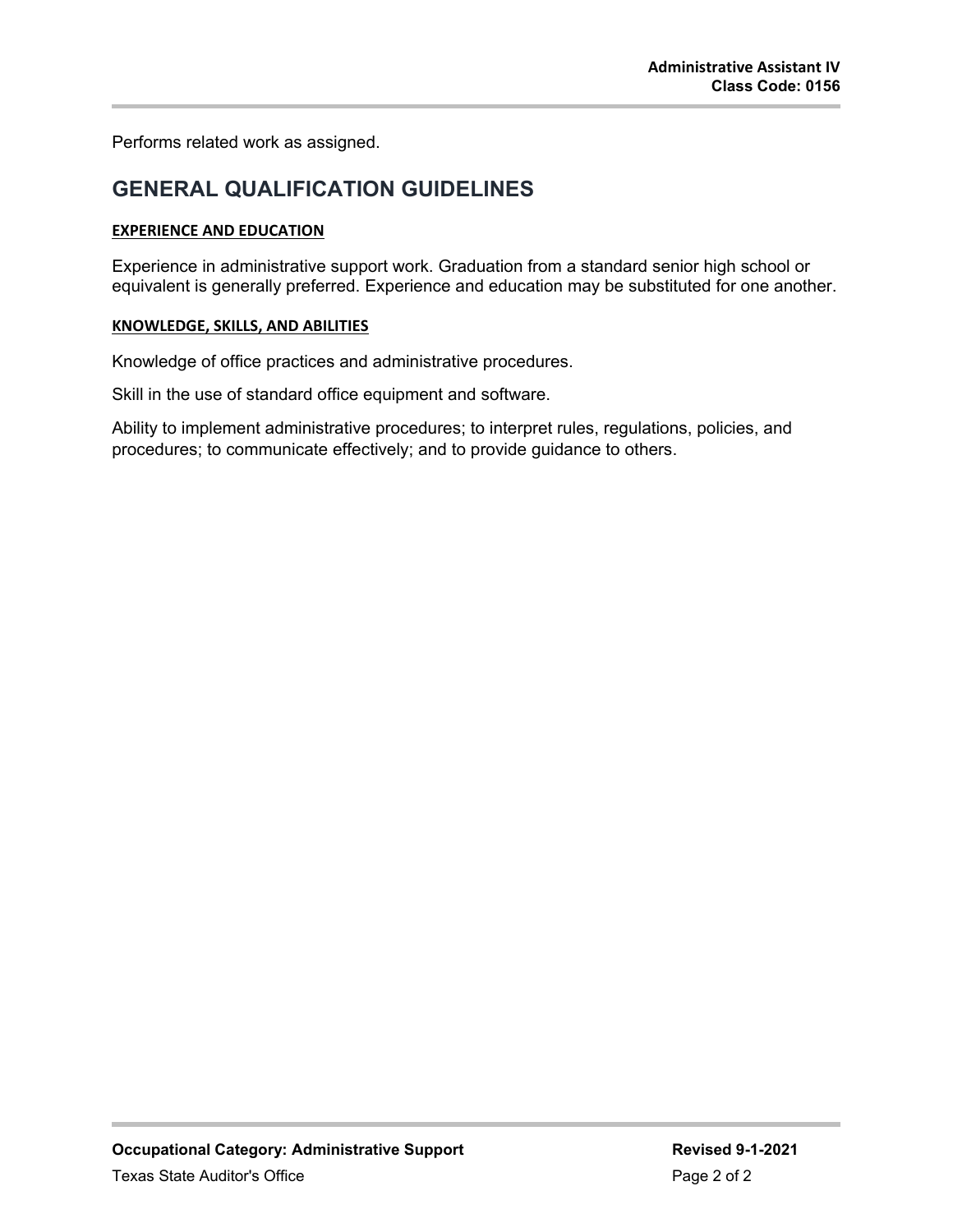Performs related work as assigned.

## GENERAL QUALIFICATION GUIDELINES

### EXPERIENCE AND EDUCATION

Experience in administrative support work. Graduation from a standard senior high school or equivalent is generally preferred. Experience and education may be substituted for one another.

### KNOWLEDGE, SKILLS, AND ABILITIES

Knowledge of office practices and administrative procedures.

Skill in the use of standard office equipment and software.

Ability to implement administrative procedures; to interpret rules, regulations, policies, and procedures; to communicate effectively; and to provide guidance to others.